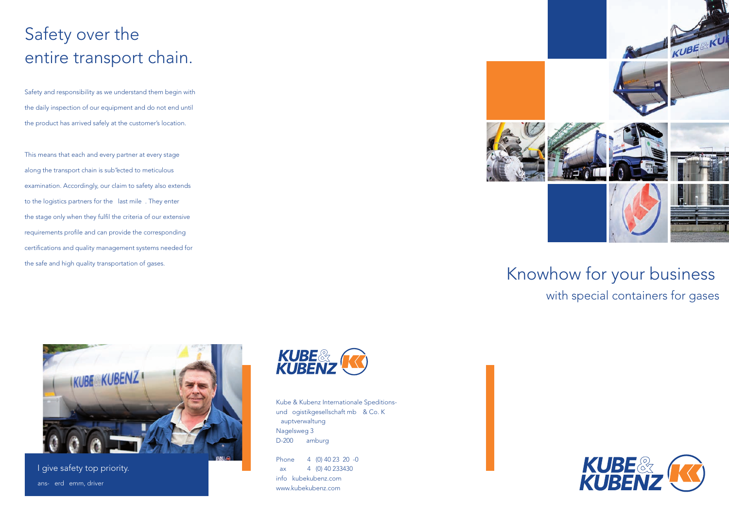# Safety over the entire transport chain.

Safety and responsibility as we understand them begin with the daily inspection of our equipment and do not end until the product has arrived safely at the customer's location.

This means that each and every partner at every stage along the transport chain is sub'ected to meticulous examination. Accordingly, our claim to safety also extends to the logistics partners for the last mile . They enter the stage only when they fulfil the criteria of our extensive requirements profile and can provide the corresponding certifications and quality management systems needed for the safe and high quality transportation of gases.

I give safety top priority.

ans- erd emm, driver

Kube & Kubenz Internationale Speditions- und ogistikgesellschaft mb & Co. K
auptverwaltung
Nagelsweg 3
D-200 amburg

Phone 4 (0) 40 23 20 -0
ax 4 (0) 40 233430
info kubekubenz.com
www.kubekubenz.com

# Knowhow for your business

## with special containers for gases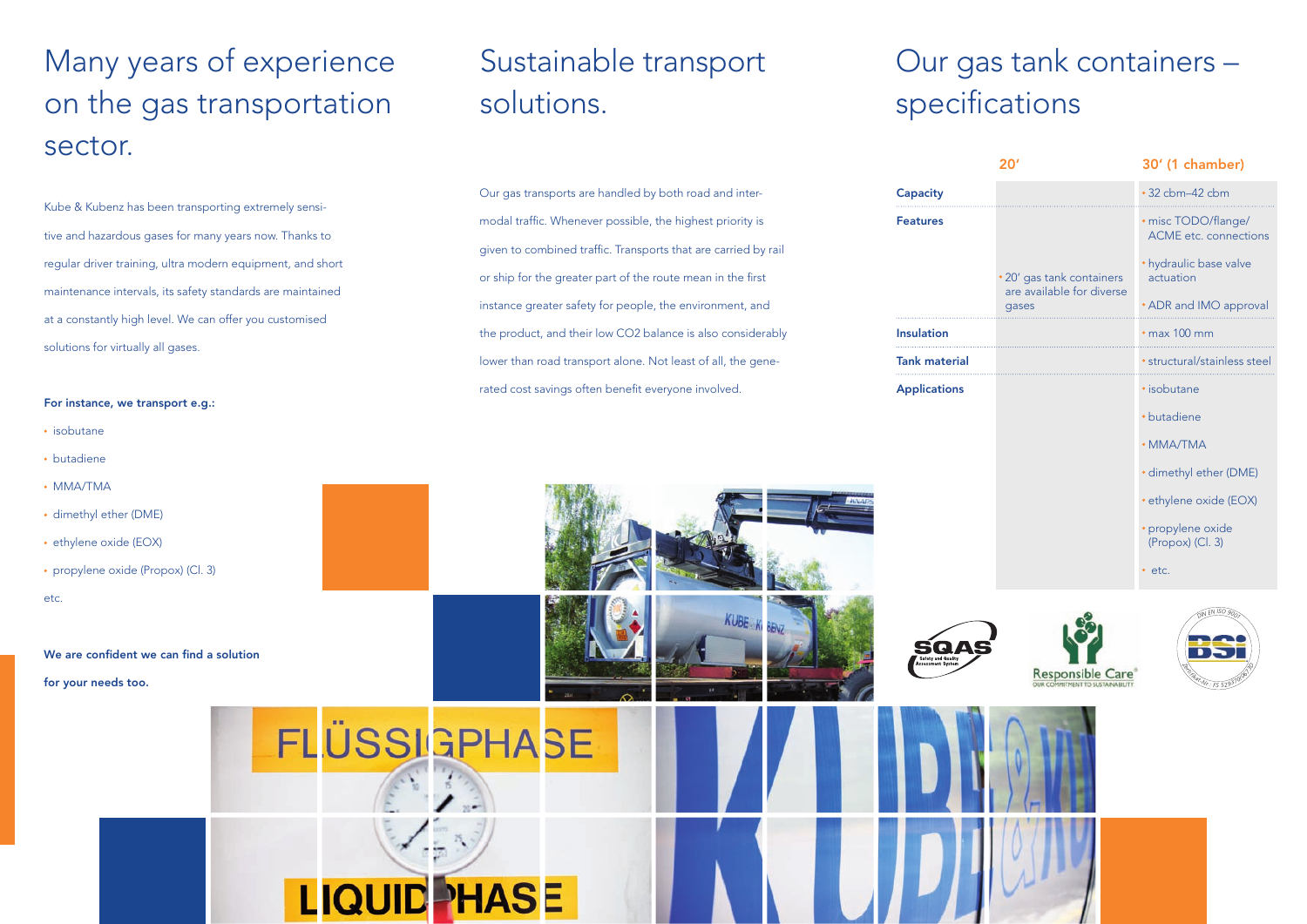# Many years of experience on the gas transportation sector.

Kube & Kubenz has been transporting extremely sensitive and hazardous gases for many years now. Thanks to regular driver training, ultra modern equipment, and short maintenance intervals, its safety standards are maintained at a constantly high level. We can offer you customised solutions for virtually all gases.

**For instance, we transport e.g.:**

- isobutane
- butadiene
- MMA/TMA
- dimethyl ether (DME)
- ethylene oxide (EOX)
- propylene oxide (Propox) (Cl. 3)

etc.

**We are confident we can find a solution for your needs too.**

# Sustainable transport solutions.

Our gas transports are handled by both road and intermodal traffic. Whenever possible, the highest priority is given to combined traffic. Transports that are carried by rail or ship for the greater part of the route mean in the first instance greater safety for people, the environment, and the product, and their low CO2 balance is also considerably lower than road transport alone. Not least of all, the generated cost savings often benefit everyone involved.

# Our gas tank containers – specifications

| | 20' | 30' (1 chamber) |
|---|---|---|
| **Capacity** | | • 32 cbm–42 cbm |
| **Features** | • 20' gas tank containers are available for diverse gases | • misc TODO/flange/ACME etc. connections<br>• hydraulic base valve actuation<br>• ADR and IMO approval |
| **Insulation** | | • max 100 mm |
| **Tank material** | | • structural/stainless steel |
| **Applications** | | • isobutane<br>• butadiene<br>• MMA/TMA<br>• dimethyl ether (DME)<br>• ethylene oxide (EOX)<br>• propylene oxide (Propox) (Cl. 3)<br>• etc. |

FLÜSSIGPHASE

LIQUID PHASE